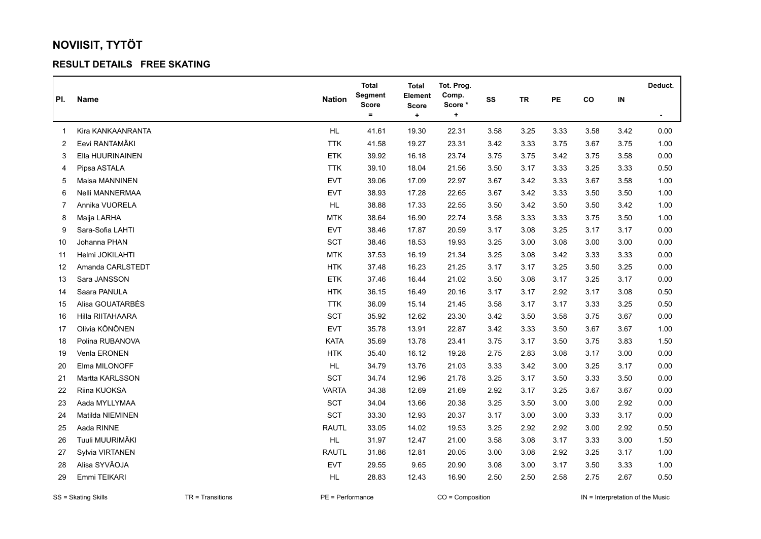# NOVIISIT, TYTÖT

## RESULT DETAILS FREE SKATING

| Pl. | Name | Nation | Total Segment Score = | Total Element Score + | Tot. Prog. Comp. Score * + | SS | TR | PE | CO | IN | Deduct. - |
|---|---|---|---|---|---|---|---|---|---|---|---|
| 1 | Kira KANKAANRANTA | HL | 41.61 | 19.30 | 22.31 | 3.58 | 3.25 | 3.33 | 3.58 | 3.42 | 0.00 |
| 2 | Eevi RANTAMÄKI | TTK | 41.58 | 19.27 | 23.31 | 3.42 | 3.33 | 3.75 | 3.67 | 3.75 | 1.00 |
| 3 | Ella HUURINAINEN | ETK | 39.92 | 16.18 | 23.74 | 3.75 | 3.75 | 3.42 | 3.75 | 3.58 | 0.00 |
| 4 | Pipsa ASTALA | TTK | 39.10 | 18.04 | 21.56 | 3.50 | 3.17 | 3.33 | 3.25 | 3.33 | 0.50 |
| 5 | Maisa MANNINEN | EVT | 39.06 | 17.09 | 22.97 | 3.67 | 3.42 | 3.33 | 3.67 | 3.58 | 1.00 |
| 6 | Nelli MANNERMAA | EVT | 38.93 | 17.28 | 22.65 | 3.67 | 3.42 | 3.33 | 3.50 | 3.50 | 1.00 |
| 7 | Annika VUORELA | HL | 38.88 | 17.33 | 22.55 | 3.50 | 3.42 | 3.50 | 3.50 | 3.42 | 1.00 |
| 8 | Maija LARHA | MTK | 38.64 | 16.90 | 22.74 | 3.58 | 3.33 | 3.33 | 3.75 | 3.50 | 1.00 |
| 9 | Sara-Sofia LAHTI | EVT | 38.46 | 17.87 | 20.59 | 3.17 | 3.08 | 3.25 | 3.17 | 3.17 | 0.00 |
| 10 | Johanna PHAN | SCT | 38.46 | 18.53 | 19.93 | 3.25 | 3.00 | 3.08 | 3.00 | 3.00 | 0.00 |
| 11 | Helmi JOKILAHTI | MTK | 37.53 | 16.19 | 21.34 | 3.25 | 3.08 | 3.42 | 3.33 | 3.33 | 0.00 |
| 12 | Amanda CARLSTEDT | HTK | 37.48 | 16.23 | 21.25 | 3.17 | 3.17 | 3.25 | 3.50 | 3.25 | 0.00 |
| 13 | Sara JANSSON | ETK | 37.46 | 16.44 | 21.02 | 3.50 | 3.08 | 3.17 | 3.25 | 3.17 | 0.00 |
| 14 | Saara PANULA | HTK | 36.15 | 16.49 | 20.16 | 3.17 | 3.17 | 2.92 | 3.17 | 3.08 | 0.50 |
| 15 | Alisa GOUATARBÈS | TTK | 36.09 | 15.14 | 21.45 | 3.58 | 3.17 | 3.17 | 3.33 | 3.25 | 0.50 |
| 16 | Hilla RIITAHAARA | SCT | 35.92 | 12.62 | 23.30 | 3.42 | 3.50 | 3.58 | 3.75 | 3.67 | 0.00 |
| 17 | Olivia KÖNÖNEN | EVT | 35.78 | 13.91 | 22.87 | 3.42 | 3.33 | 3.50 | 3.67 | 3.67 | 1.00 |
| 18 | Polina RUBANOVA | KATA | 35.69 | 13.78 | 23.41 | 3.75 | 3.17 | 3.50 | 3.75 | 3.83 | 1.50 |
| 19 | Venla ERONEN | HTK | 35.40 | 16.12 | 19.28 | 2.75 | 2.83 | 3.08 | 3.17 | 3.00 | 0.00 |
| 20 | Elma MILONOFF | HL | 34.79 | 13.76 | 21.03 | 3.33 | 3.42 | 3.00 | 3.25 | 3.17 | 0.00 |
| 21 | Martta KARLSSON | SCT | 34.74 | 12.96 | 21.78 | 3.25 | 3.17 | 3.50 | 3.33 | 3.50 | 0.00 |
| 22 | Riina KUOKSA | VARTA | 34.38 | 12.69 | 21.69 | 2.92 | 3.17 | 3.25 | 3.67 | 3.67 | 0.00 |
| 23 | Aada MYLLYMAA | SCT | 34.04 | 13.66 | 20.38 | 3.25 | 3.50 | 3.00 | 3.00 | 2.92 | 0.00 |
| 24 | Matilda NIEMINEN | SCT | 33.30 | 12.93 | 20.37 | 3.17 | 3.00 | 3.00 | 3.33 | 3.17 | 0.00 |
| 25 | Aada RINNE | RAUTL | 33.05 | 14.02 | 19.53 | 3.25 | 2.92 | 2.92 | 3.00 | 2.92 | 0.50 |
| 26 | Tuuli MUURIMÄKI | HL | 31.97 | 12.47 | 21.00 | 3.58 | 3.08 | 3.17 | 3.33 | 3.00 | 1.50 |
| 27 | Sylvia VIRTANEN | RAUTL | 31.86 | 12.81 | 20.05 | 3.00 | 3.08 | 2.92 | 3.25 | 3.17 | 1.00 |
| 28 | Alisa SYVÄOJA | EVT | 29.55 | 9.65 | 20.90 | 3.08 | 3.00 | 3.17 | 3.50 | 3.33 | 1.00 |
| 29 | Emmi TEIKARI | HL | 28.83 | 12.43 | 16.90 | 2.50 | 2.50 | 2.58 | 2.75 | 2.67 | 0.50 |

SS = Skating Skills  TR = Transitions  PE = Performance  CO = Composition  IN = Interpretation of the Music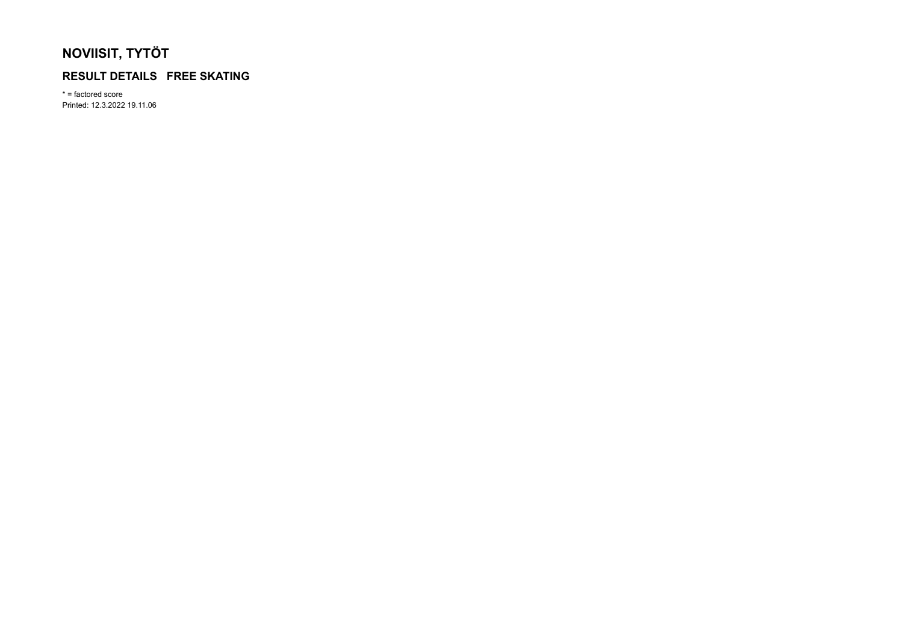# NOVIISIT, TYTÖT

## RESULT DETAILS   FREE SKATING

* = factored score
Printed: 12.3.2022 19.11.06